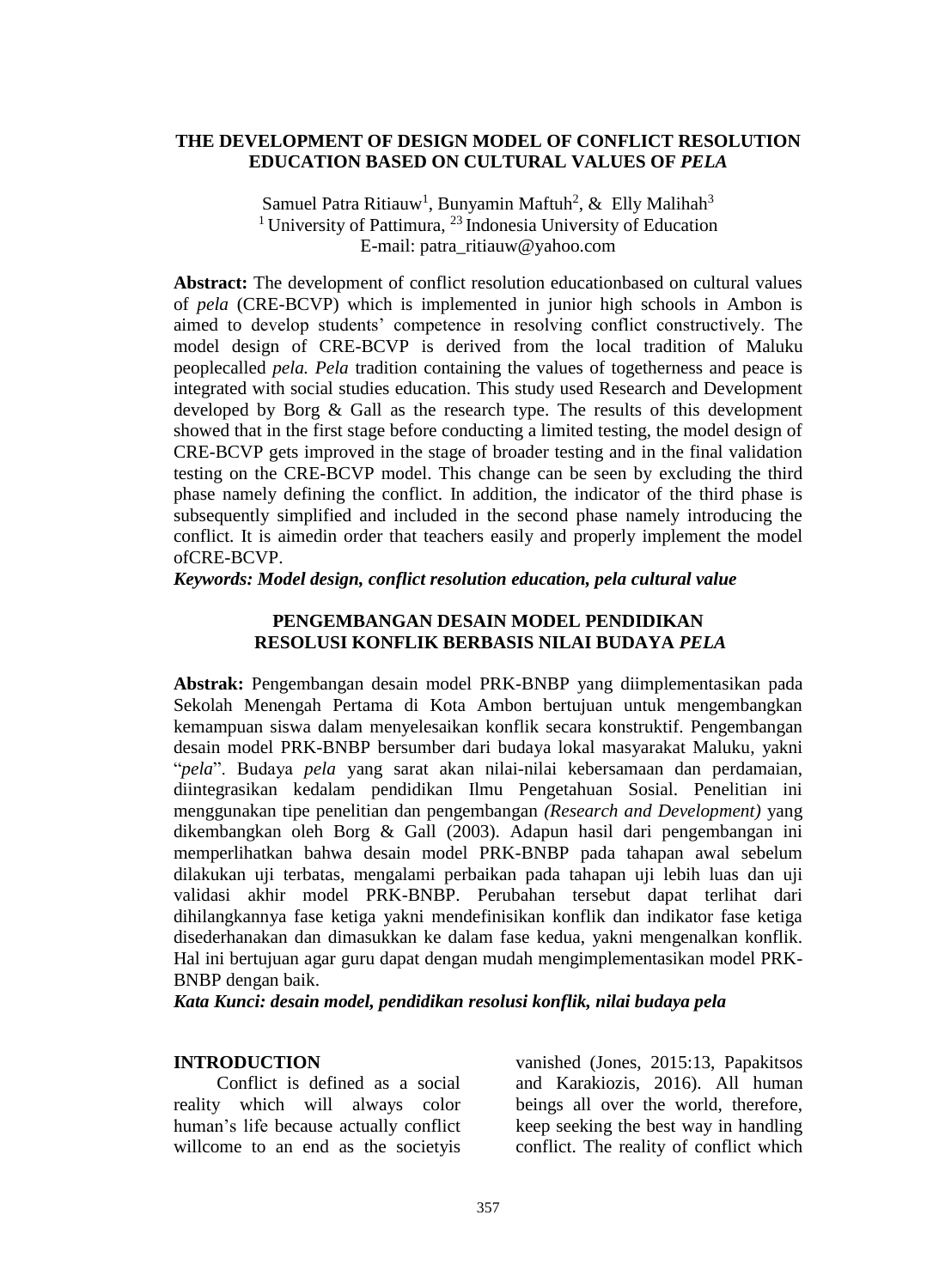# THE DEVELOPMENT OF DESIGN MODEL OF CONFLICT RESOLUTION EDUCATION BASED ON CULTURAL VALUES OF *PELA*

Samuel Patra Ritiauw[1], Bunyamin Maftuh[2], & Elly Malihah[3]
[1] University of Pattimura, [23] Indonesia University of Education
E-mail: patra_ritiauw@yahoo.com

**Abstract:** The development of conflict resolution educationbased on cultural values of *pela* (CRE-BCVP) which is implemented in junior high schools in Ambon is aimed to develop students' competence in resolving conflict constructively. The model design of CRE-BCVP is derived from the local tradition of Maluku peoplecalled *pela. Pela* tradition containing the values of togetherness and peace is integrated with social studies education. This study used Research and Development developed by Borg & Gall as the research type. The results of this development showed that in the first stage before conducting a limited testing, the model design of CRE-BCVP gets improved in the stage of broader testing and in the final validation testing on the CRE-BCVP model. This change can be seen by excluding the third phase namely defining the conflict. In addition, the indicator of the third phase is subsequently simplified and included in the second phase namely introducing the conflict. It is aimedin order that teachers easily and properly implement the model ofCRE-BCVP.

***Keywords: Model design, conflict resolution education, pela cultural value***

# PENGEMBANGAN DESAIN MODEL PENDIDIKAN RESOLUSI KONFLIK BERBASIS NILAI BUDAYA *PELA*

**Abstrak:** Pengembangan desain model PRK-BNBP yang diimplementasikan pada Sekolah Menengah Pertama di Kota Ambon bertujuan untuk mengembangkan kemampuan siswa dalam menyelesaikan konflik secara konstruktif. Pengembangan desain model PRK-BNBP bersumber dari budaya lokal masyarakat Maluku, yakni "*pela*". Budaya *pela* yang sarat akan nilai-nilai kebersamaan dan perdamaian, diintegrasikan kedalam pendidikan Ilmu Pengetahuan Sosial. Penelitian ini menggunakan tipe penelitian dan pengembangan *(Research and Development)* yang dikembangkan oleh Borg & Gall (2003). Adapun hasil dari pengembangan ini memperlihatkan bahwa desain model PRK-BNBP pada tahapan awal sebelum dilakukan uji terbatas, mengalami perbaikan pada tahapan uji lebih luas dan uji validasi akhir model PRK-BNBP. Perubahan tersebut dapat terlihat dari dihilangkannya fase ketiga yakni mendefinisikan konflik dan indikator fase ketiga disederhanakan dan dimasukkan ke dalam fase kedua, yakni mengenalkan konflik. Hal ini bertujuan agar guru dapat dengan mudah mengimplementasikan model PRK-BNBP dengan baik.

***Kata Kunci: desain model, pendidikan resolusi konflik, nilai budaya pela***

## INTRODUCTION

Conflict is defined as a social reality which will always color human's life because actually conflict willcome to an end as the societyis vanished (Jones, 2015:13, Papakitsos and Karakiozis, 2016). All human beings all over the world, therefore, keep seeking the best way in handling conflict. The reality of conflict which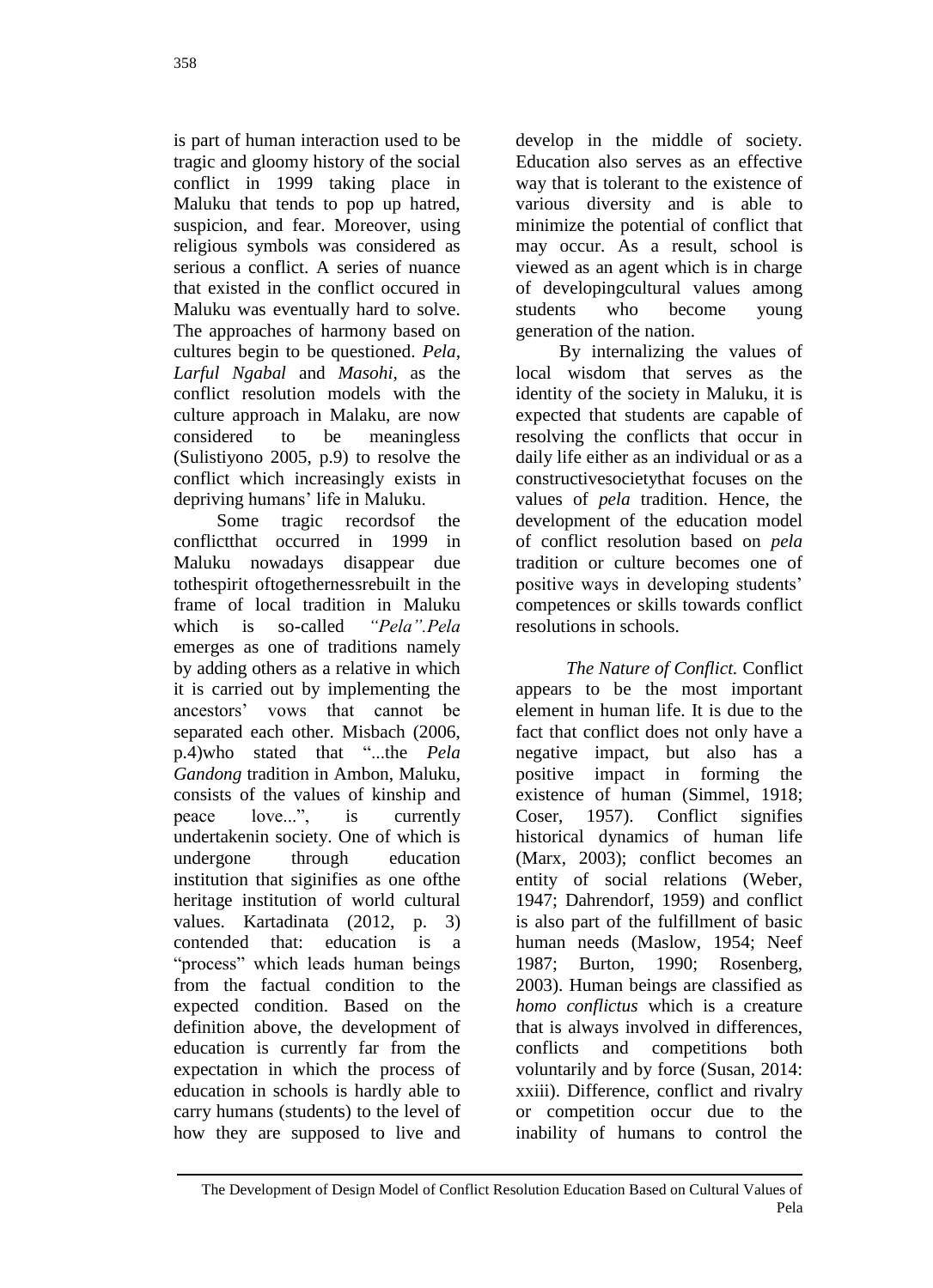is part of human interaction used to be tragic and gloomy history of the social conflict in 1999 taking place in Maluku that tends to pop up hatred, suspicion, and fear. Moreover, using religious symbols was considered as serious a conflict. A series of nuance that existed in the conflict occured in Maluku was eventually hard to solve. The approaches of harmony based on cultures begin to be questioned. *Pela, Larful Ngabal* and *Masohi,* as the conflict resolution models with the culture approach in Malaku, are now considered to be meaningless (Sulistiyono 2005, p.9) to resolve the conflict which increasingly exists in depriving humans' life in Maluku.

Some tragic recordsof the conflictthat occurred in 1999 in Maluku nowadays disappear due tothespirit oftogethernessrebuilt in the frame of local tradition in Maluku which is so-called *"Pela".Pela* emerges as one of traditions namely by adding others as a relative in which it is carried out by implementing the ancestors' vows that cannot be separated each other. Misbach (2006, p.4)who stated that "...the *Pela Gandong* tradition in Ambon, Maluku, consists of the values of kinship and peace love...", is currently undertakenin society. One of which is undergone through education institution that siginifies as one ofthe heritage institution of world cultural values. Kartadinata (2012, p. 3) contended that: education is a "process" which leads human beings from the factual condition to the expected condition. Based on the definition above, the development of education is currently far from the expectation in which the process of education in schools is hardly able to carry humans (students) to the level of how they are supposed to live and develop in the middle of society. Education also serves as an effective way that is tolerant to the existence of various diversity and is able to minimize the potential of conflict that may occur. As a result, school is viewed as an agent which is in charge of developingcultural values among students who become young generation of the nation.

By internalizing the values of local wisdom that serves as the identity of the society in Maluku, it is expected that students are capable of resolving the conflicts that occur in daily life either as an individual or as a constructivesocietythat focuses on the values of *pela* tradition. Hence, the development of the education model of conflict resolution based on *pela* tradition or culture becomes one of positive ways in developing students' competences or skills towards conflict resolutions in schools.

*The Nature of Conflict.* Conflict appears to be the most important element in human life. It is due to the fact that conflict does not only have a negative impact, but also has a positive impact in forming the existence of human (Simmel, 1918; Coser, 1957). Conflict signifies historical dynamics of human life (Marx, 2003); conflict becomes an entity of social relations (Weber, 1947; Dahrendorf, 1959) and conflict is also part of the fulfillment of basic human needs (Maslow, 1954; Neef 1987; Burton, 1990; Rosenberg, 2003). Human beings are classified as *homo conflictus* which is a creature that is always involved in differences, conflicts and competitions both voluntarily and by force (Susan, 2014: xxiii). Difference, conflict and rivalry or competition occur due to the inability of humans to control the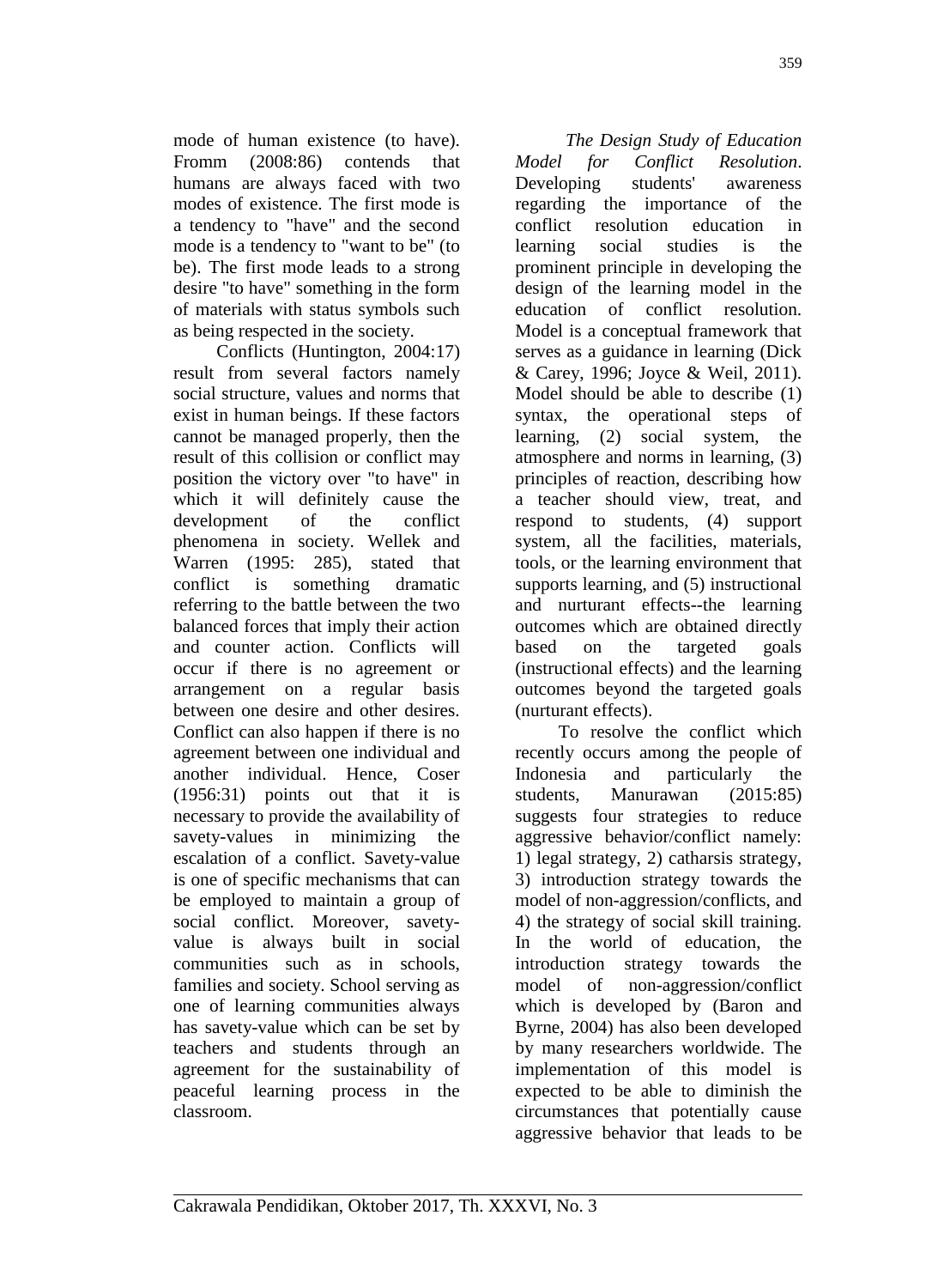mode of human existence (to have). Fromm (2008:86) contends that humans are always faced with two modes of existence. The first mode is a tendency to "have" and the second mode is a tendency to "want to be" (to be). The first mode leads to a strong desire "to have" something in the form of materials with status symbols such as being respected in the society.

Conflicts (Huntington, 2004:17) result from several factors namely social structure, values and norms that exist in human beings. If these factors cannot be managed properly, then the result of this collision or conflict may position the victory over "to have" in which it will definitely cause the development of the conflict phenomena in society. Wellek and Warren (1995: 285), stated that conflict is something dramatic referring to the battle between the two balanced forces that imply their action and counter action. Conflicts will occur if there is no agreement or arrangement on a regular basis between one desire and other desires. Conflict can also happen if there is no agreement between one individual and another individual. Hence, Coser (1956:31) points out that it is necessary to provide the availability of savety-values in minimizing the escalation of a conflict. Savety-value is one of specific mechanisms that can be employed to maintain a group of social conflict. Moreover, savety-value is always built in social communities such as in schools, families and society. School serving as one of learning communities always has savety-value which can be set by teachers and students through an agreement for the sustainability of peaceful learning process in the classroom.

*The Design Study of Education Model for Conflict Resolution*. Developing students' awareness regarding the importance of the conflict resolution education in learning social studies is the prominent principle in developing the design of the learning model in the education of conflict resolution. Model is a conceptual framework that serves as a guidance in learning (Dick & Carey, 1996; Joyce & Weil, 2011). Model should be able to describe (1) syntax, the operational steps of learning, (2) social system, the atmosphere and norms in learning, (3) principles of reaction, describing how a teacher should view, treat, and respond to students, (4) support system, all the facilities, materials, tools, or the learning environment that supports learning, and (5) instructional and nurturant effects--the learning outcomes which are obtained directly based on the targeted goals (instructional effects) and the learning outcomes beyond the targeted goals (nurturant effects).

To resolve the conflict which recently occurs among the people of Indonesia and particularly the students, Manurawan (2015:85) suggests four strategies to reduce aggressive behavior/conflict namely: 1) legal strategy, 2) catharsis strategy, 3) introduction strategy towards the model of non-aggression/conflicts, and 4) the strategy of social skill training. In the world of education, the introduction strategy towards the model of non-aggression/conflict which is developed by (Baron and Byrne, 2004) has also been developed by many researchers worldwide. The implementation of this model is expected to be able to diminish the circumstances that potentially cause aggressive behavior that leads to be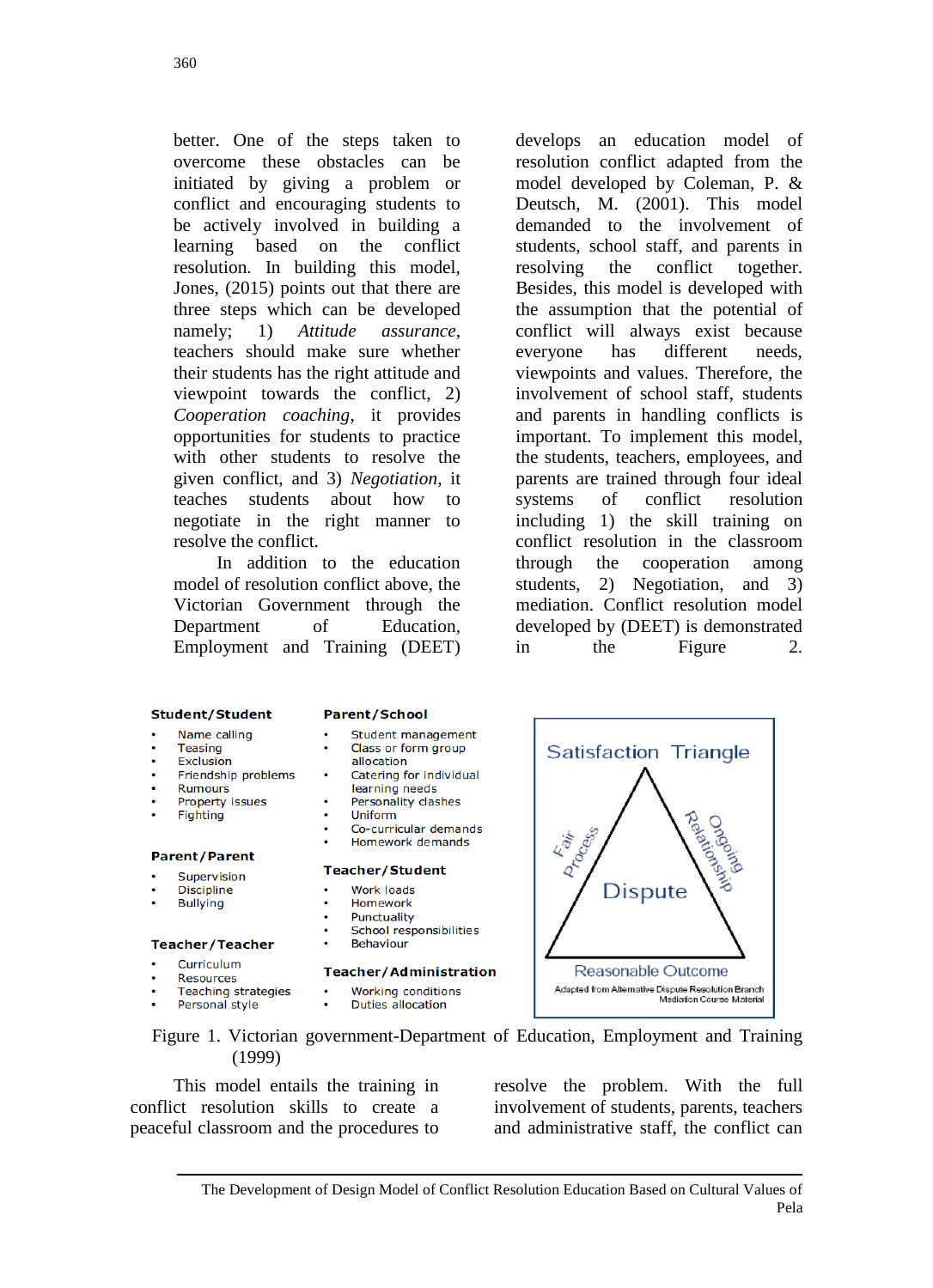better. One of the steps taken to overcome these obstacles can be initiated by giving a problem or conflict and encouraging students to be actively involved in building a learning based on the conflict resolution. In building this model, Jones, (2015) points out that there are three steps which can be developed namely; 1) *Attitude assurance*, teachers should make sure whether their students has the right attitude and viewpoint towards the conflict, 2) *Cooperation coaching*, it provides opportunities for students to practice with other students to resolve the given conflict, and 3) *Negotiation*, it teaches students about how to negotiate in the right manner to resolve the conflict.

In addition to the education model of resolution conflict above, the Victorian Government through the Department of Education, Employment and Training (DEET) develops an education model of resolution conflict adapted from the model developed by Coleman, P. & Deutsch, M. (2001). This model demanded to the involvement of students, school staff, and parents in resolving the conflict together. Besides, this model is developed with the assumption that the potential of conflict will always exist because everyone has different needs, viewpoints and values. Therefore, the involvement of school staff, students and parents in handling conflicts is important. To implement this model, the students, teachers, employees, and parents are trained through four ideal systems of conflict resolution including 1) the skill training on conflict resolution in the classroom through the cooperation among students, 2) Negotiation, and 3) mediation. Conflict resolution model developed by (DEET) is demonstrated in the Figure 2.

**Student/Student**
- Name calling
- Teasing
- Exclusion
- Friendship problems
- Rumours
- Property issues
- Fighting

**Parent/Parent**
- Supervision
- Discipline
- Bullying

**Teacher/Teacher**
- Curriculum
- Resources
- Teaching strategies
- Personal style

**Parent/School**
- Student management
- Class or form group allocation
- Catering for individual learning needs
- Personality clashes
- Uniform
- Co-curricular demands
- Homework demands

**Teacher/Student**
- Work loads
- Homework
- Punctuality
- School responsibilities
- Behaviour

**Teacher/Administration**
- Working conditions
- Duties allocation

Satisfaction Triangle

Fair Process — Ongoing Relationship — Dispute — Reasonable Outcome

Adapted from Alternative Dispute Resolution Branch Mediation Course Material

Figure 1. Victorian government-Department of Education, Employment and Training (1999)

This model entails the training in conflict resolution skills to create a peaceful classroom and the procedures to resolve the problem. With the full involvement of students, parents, teachers and administrative staff, the conflict can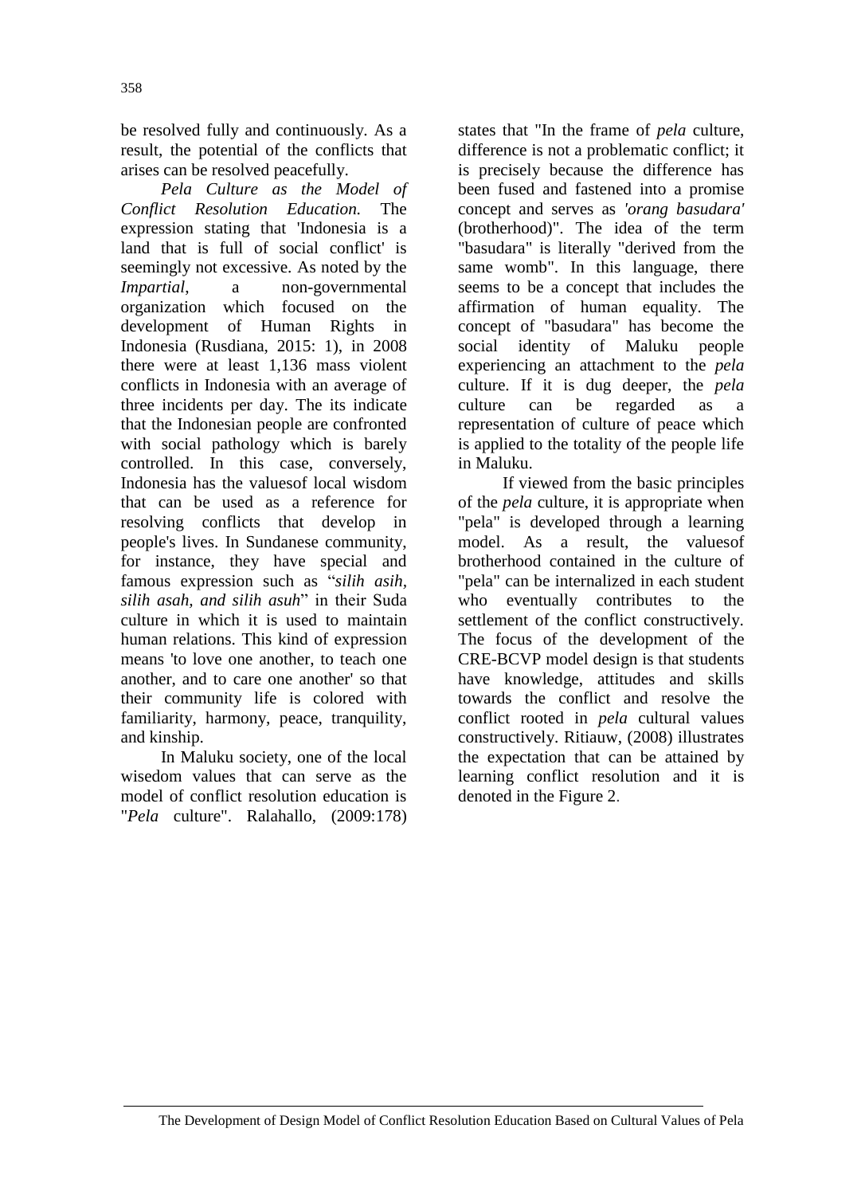be resolved fully and continuously. As a result, the potential of the conflicts that arises can be resolved peacefully.

*Pela Culture as the Model of Conflict Resolution Education.* The expression stating that 'Indonesia is a land that is full of social conflict' is seemingly not excessive. As noted by the *Impartial*, a non-governmental organization which focused on the development of Human Rights in Indonesia (Rusdiana, 2015: 1), in 2008 there were at least 1,136 mass violent conflicts in Indonesia with an average of three incidents per day. The its indicate that the Indonesian people are confronted with social pathology which is barely controlled. In this case, conversely, Indonesia has the valuesof local wisdom that can be used as a reference for resolving conflicts that develop in people's lives. In Sundanese community, for instance, they have special and famous expression such as "*silih asih, silih asah, and silih asuh*" in their Suda culture in which it is used to maintain human relations. This kind of expression means 'to love one another, to teach one another, and to care one another' so that their community life is colored with familiarity, harmony, peace, tranquility, and kinship.

In Maluku society, one of the local wisedom values that can serve as the model of conflict resolution education is "*Pela* culture". Ralahallo, (2009:178) states that "In the frame of *pela* culture, difference is not a problematic conflict; it is precisely because the difference has been fused and fastened into a promise concept and serves as *'orang basudara'* (brotherhood)". The idea of the term "basudara" is literally "derived from the same womb". In this language, there seems to be a concept that includes the affirmation of human equality. The concept of "basudara" has become the social identity of Maluku people experiencing an attachment to the *pela* culture. If it is dug deeper, the *pela* culture can be regarded as a representation of culture of peace which is applied to the totality of the people life in Maluku.

If viewed from the basic principles of the *pela* culture, it is appropriate when "pela" is developed through a learning model. As a result, the valuesof brotherhood contained in the culture of "pela" can be internalized in each student who eventually contributes to the settlement of the conflict constructively. The focus of the development of the CRE-BCVP model design is that students have knowledge, attitudes and skills towards the conflict and resolve the conflict rooted in *pela* cultural values constructively. Ritiauw, (2008) illustrates the expectation that can be attained by learning conflict resolution and it is denoted in the Figure 2.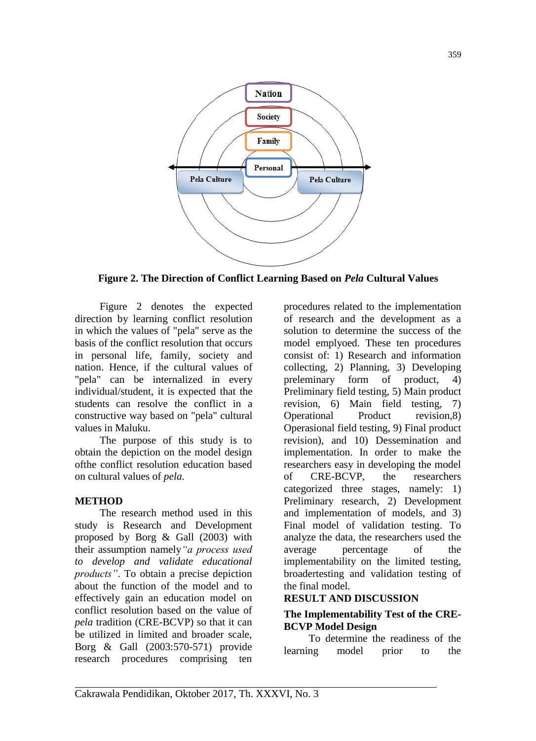Figure 2. The Direction of Conflict Learning Based on *Pela* Cultural Values

Figure 2 denotes the expected direction by learning conflict resolution in which the values of "pela" serve as the basis of the conflict resolution that occurs in personal life, family, society and nation. Hence, if the cultural values of "pela" can be internalized in every individual/student, it is expected that the students can resolve the conflict in a constructive way based on "pela" cultural values in Maluku.

The purpose of this study is to obtain the depiction on the model design ofthe conflict resolution education based on cultural values of *pela.*

## METHOD

The research method used in this study is Research and Development proposed by Borg & Gall (2003) with their assumption namely*"a process used to develop and validate educational products"*. To obtain a precise depiction about the function of the model and to effectively gain an education model on conflict resolution based on the value of *pela* tradition (CRE-BCVP) so that it can be utilized in limited and broader scale, Borg & Gall (2003:570-571) provide research procedures comprising ten procedures related to the implementation of research and the development as a solution to determine the success of the model emplyoed. These ten procedures consist of: 1) Research and information collecting, 2) Planning, 3) Developing preleminary form of product, 4) Preliminary field testing, 5) Main product revision, 6) Main field testing, 7) Operational Product revision,8) Operasional field testing, 9) Final product revision), and 10) Dessemination and implementation. In order to make the researchers easy in developing the model of CRE-BCVP, the researchers categorized three stages, namely: 1) Preliminary research, 2) Development and implementation of models, and 3) Final model of validation testing. To analyze the data, the researchers used the average percentage of the implementability on the limited testing, broadertesting and validation testing of the final model.

## RESULT AND DISCUSSION

### The Implementability Test of the CRE-BCVP Model Design

To determine the readiness of the learning model prior to the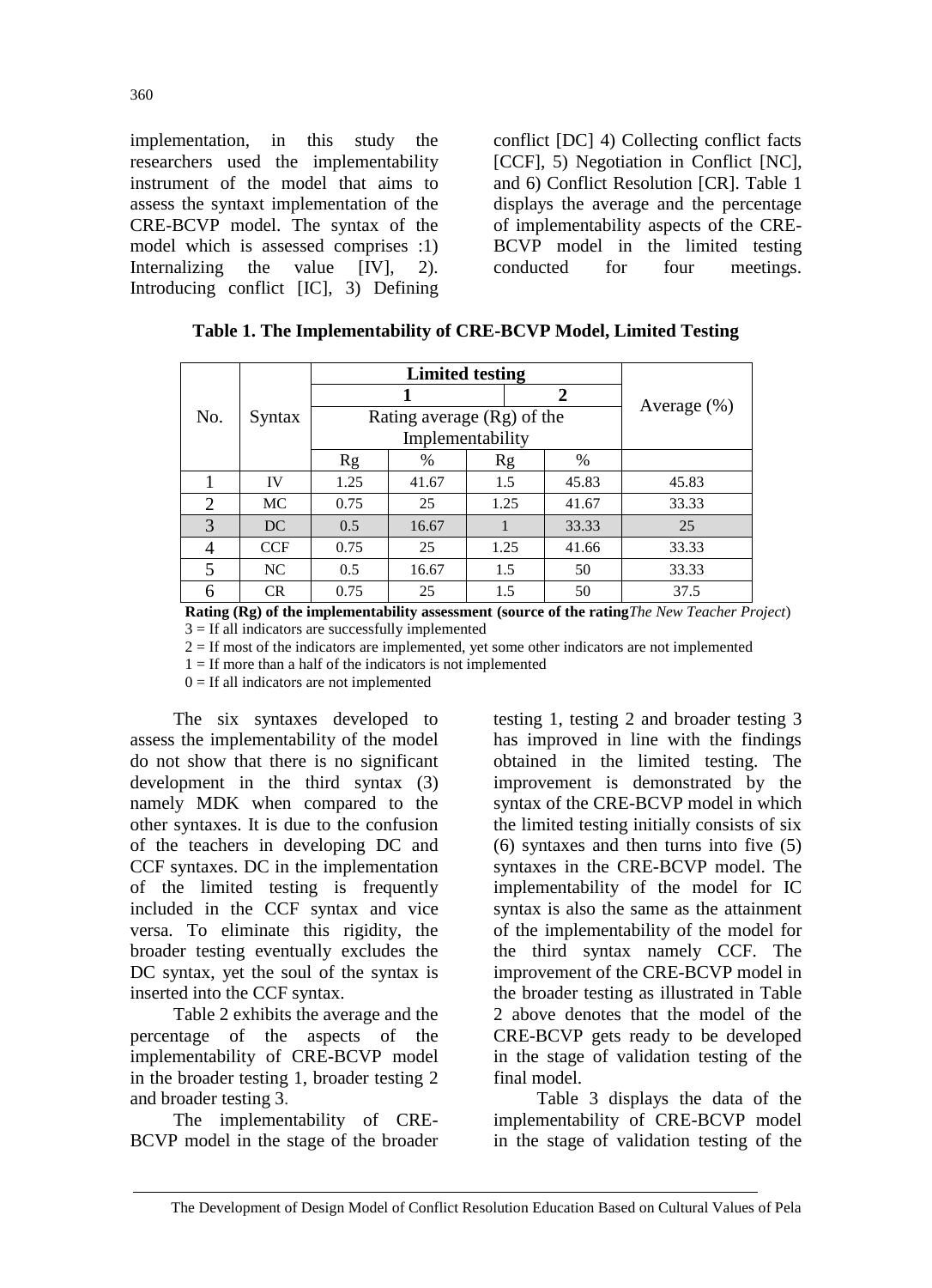implementation, in this study the researchers used the implementability instrument of the model that aims to assess the syntaxt implementation of the CRE-BCVP model. The syntax of the model which is assessed comprises :1) Internalizing the value [IV], 2). Introducing conflict [IC], 3) Defining conflict [DC] 4) Collecting conflict facts [CCF], 5) Negotiation in Conflict [NC], and 6) Conflict Resolution [CR]. Table 1 displays the average and the percentage of implementability aspects of the CRE-BCVP model in the limited testing conducted for four meetings.

**Table 1. The Implementability of CRE-BCVP Model, Limited Testing**

| No. | Syntax | Limited testing | | | | Average (%) |
|---|---|---|---|---|---|---|
| | | 1 | | 2 | | |
| | | Rating average (Rg) of the Implementability | | | | |
| | | Rg | % | Rg | % | |
| 1 | IV | 1.25 | 41.67 | 1.5 | 45.83 | 45.83 |
| 2 | MC | 0.75 | 25 | 1.25 | 41.67 | 33.33 |
| 3 | DC | 0.5 | 16.67 | 1 | 33.33 | 25 |
| 4 | CCF | 0.75 | 25 | 1.25 | 41.66 | 33.33 |
| 5 | NC | 0.5 | 16.67 | 1.5 | 50 | 33.33 |
| 6 | CR | 0.75 | 25 | 1.5 | 50 | 37.5 |

**Rating (Rg) of the implementability assessment (source of the rating***The New Teacher Project*)
3 = If all indicators are successfully implemented
2 = If most of the indicators are implemented, yet some other indicators are not implemented
1 = If more than a half of the indicators is not implemented
0 = If all indicators are not implemented

The six syntaxes developed to assess the implementability of the model do not show that there is no significant development in the third syntax (3) namely MDK when compared to the other syntaxes. It is due to the confusion of the teachers in developing DC and CCF syntaxes. DC in the implementation of the limited testing is frequently included in the CCF syntax and vice versa. To eliminate this rigidity, the broader testing eventually excludes the DC syntax, yet the soul of the syntax is inserted into the CCF syntax.

Table 2 exhibits the average and the percentage of the aspects of the implementability of CRE-BCVP model in the broader testing 1, broader testing 2 and broader testing 3.

The implementability of CRE-BCVP model in the stage of the broader testing 1, testing 2 and broader testing 3 has improved in line with the findings obtained in the limited testing. The improvement is demonstrated by the syntax of the CRE-BCVP model in which the limited testing initially consists of six (6) syntaxes and then turns into five (5) syntaxes in the CRE-BCVP model. The implementability of the model for IC syntax is also the same as the attainment of the implementability of the model for the third syntax namely CCF. The improvement of the CRE-BCVP model in the broader testing as illustrated in Table 2 above denotes that the model of the CRE-BCVP gets ready to be developed in the stage of validation testing of the final model.

Table 3 displays the data of the implementability of CRE-BCVP model in the stage of validation testing of the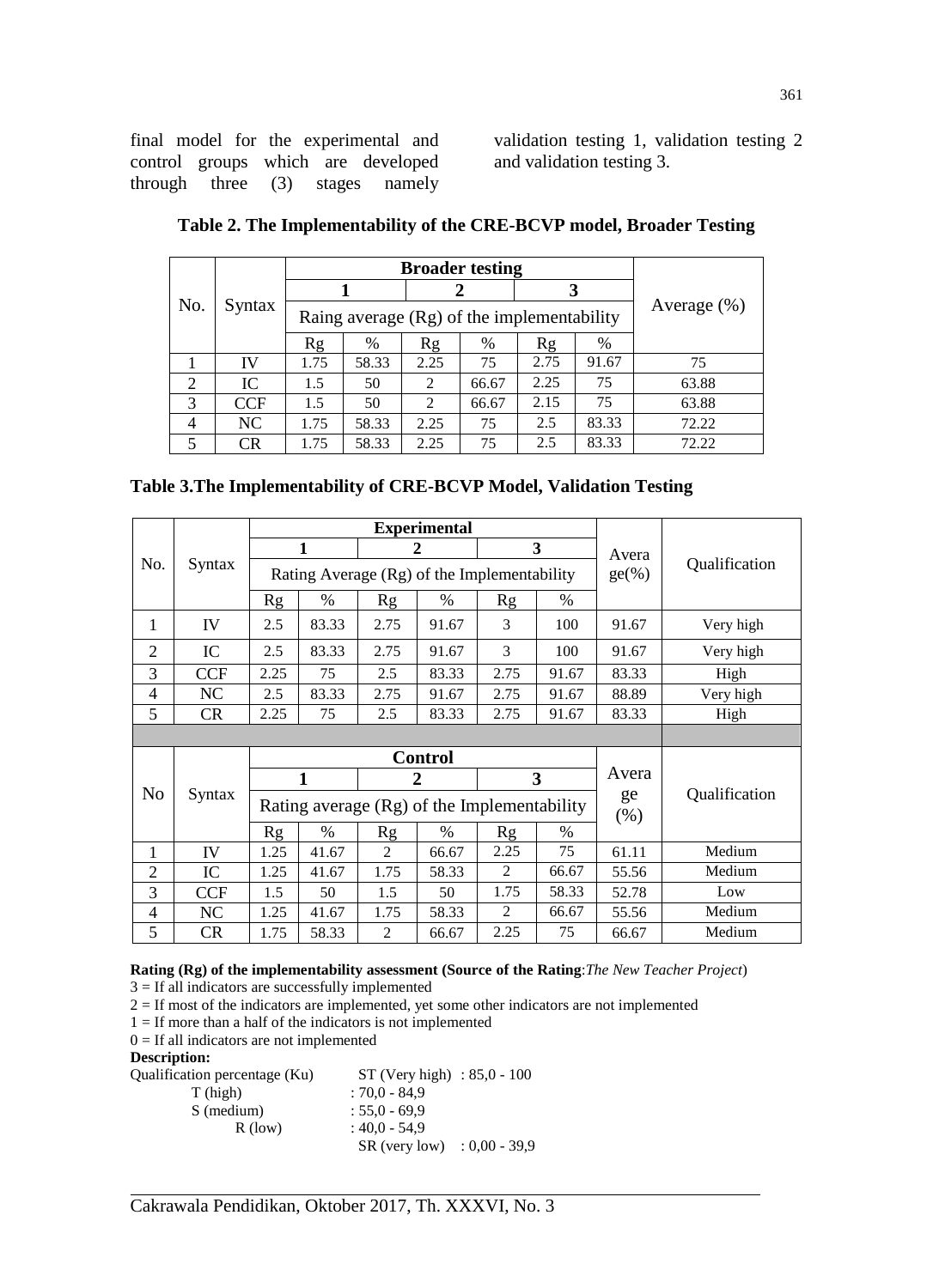final model for the experimental and control groups which are developed through three (3) stages namely validation testing 1, validation testing 2 and validation testing 3.

**Table 2. The Implementability of the CRE-BCVP model, Broader Testing**

| No. | Syntax | Broader testing | | | | | | Average (%) |
|---|---|---|---|---|---|---|---|---|
| | | 1 | | 2 | | 3 | | |
| | | Raing average (Rg) of the implementability | | | | | | |
| | | Rg | % | Rg | % | Rg | % | |
| 1 | IV | 1.75 | 58.33 | 2.25 | 75 | 2.75 | 91.67 | 75 |
| 2 | IC | 1.5 | 50 | 2 | 66.67 | 2.25 | 75 | 63.88 |
| 3 | CCF | 1.5 | 50 | 2 | 66.67 | 2.15 | 75 | 63.88 |
| 4 | NC | 1.75 | 58.33 | 2.25 | 75 | 2.5 | 83.33 | 72.22 |
| 5 | CR | 1.75 | 58.33 | 2.25 | 75 | 2.5 | 83.33 | 72.22 |

**Table 3.The Implementability of CRE-BCVP Model, Validation Testing**

| No. | Syntax | Experimental | | | | | | Average(%) | Qualification |
|---|---|---|---|---|---|---|---|---|---|
| | | 1 | | 2 | | 3 | | | |
| | | Rating Average (Rg) of the Implementability | | | | | | | |
| | | Rg | % | Rg | % | Rg | % | | |
| 1 | IV | 2.5 | 83.33 | 2.75 | 91.67 | 3 | 100 | 91.67 | Very high |
| 2 | IC | 2.5 | 83.33 | 2.75 | 91.67 | 3 | 100 | 91.67 | Very high |
| 3 | CCF | 2.25 | 75 | 2.5 | 83.33 | 2.75 | 91.67 | 83.33 | High |
| 4 | NC | 2.5 | 83.33 | 2.75 | 91.67 | 2.75 | 91.67 | 88.89 | Very high |
| 5 | CR | 2.25 | 75 | 2.5 | 83.33 | 2.75 | 91.67 | 83.33 | High |
| No | Syntax | Control | | | | | | Average (%) | Qualification |
| | | 1 | | 2 | | 3 | | | |
| | | Rating average (Rg) of the Implementability | | | | | | | |
| | | Rg | % | Rg | % | Rg | % | | |
| 1 | IV | 1.25 | 41.67 | 2 | 66.67 | 2.25 | 75 | 61.11 | Medium |
| 2 | IC | 1.25 | 41.67 | 1.75 | 58.33 | 2 | 66.67 | 55.56 | Medium |
| 3 | CCF | 1.5 | 50 | 1.5 | 50 | 1.75 | 58.33 | 52.78 | Low |
| 4 | NC | 1.25 | 41.67 | 1.75 | 58.33 | 2 | 66.67 | 55.56 | Medium |
| 5 | CR | 1.75 | 58.33 | 2 | 66.67 | 2.25 | 75 | 66.67 | Medium |

**Rating (Rg) of the implementability assessment (Source of the Rating**:*The New Teacher Project*)

3 = If all indicators are successfully implemented

2 = If most of the indicators are implemented, yet some other indicators are not implemented

1 = If more than a half of the indicators is not implemented

0 = If all indicators are not implemented

**Description:**

Qualification percentage (Ku) ST (Very high) : 85,0 - 100

T (high) : 70,0 - 84,9

S (medium) : 55,0 - 69,9

R (low) : 40,0 - 54,9

SR (very low) : 0,00 - 39,9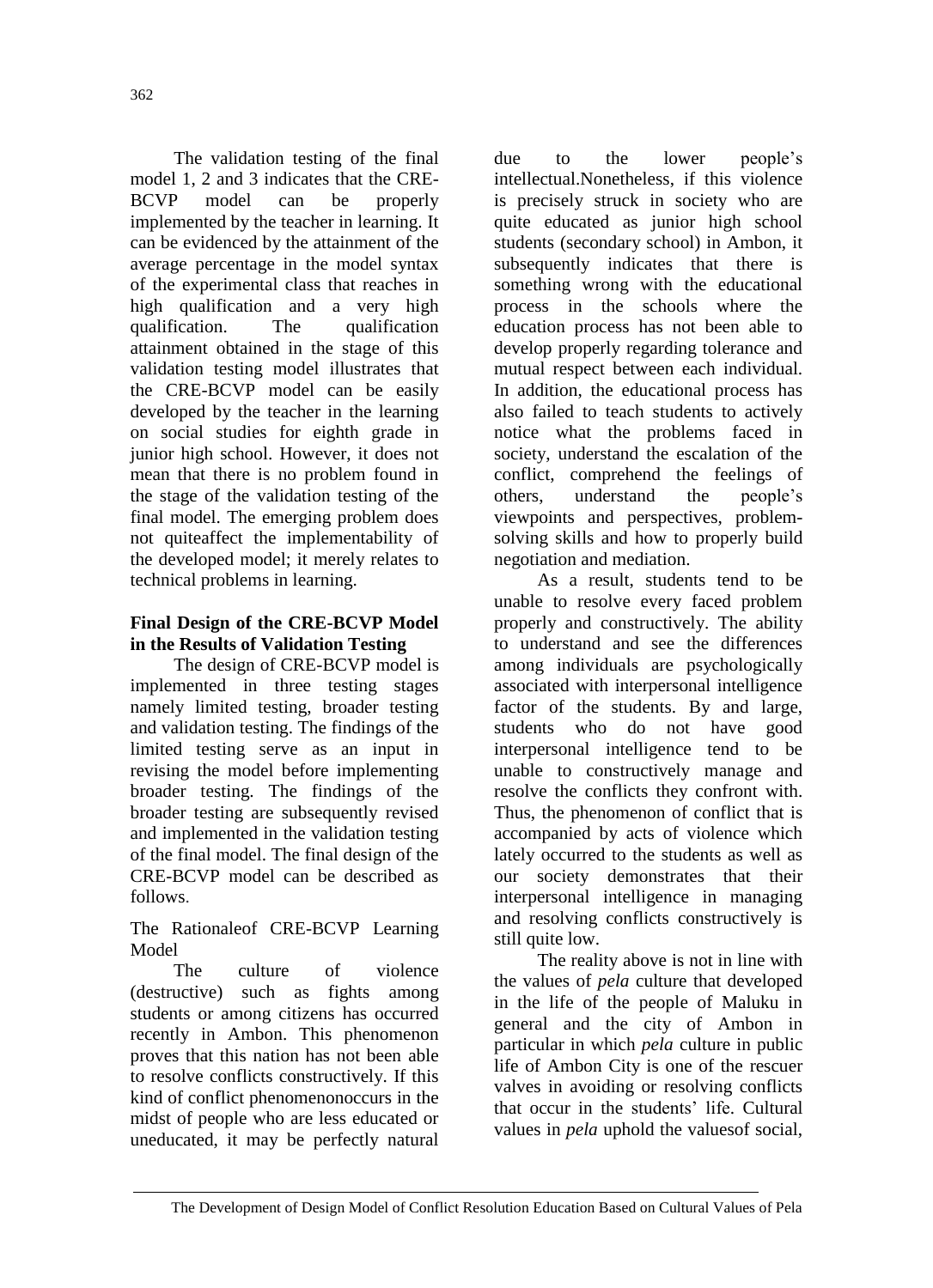The validation testing of the final model 1, 2 and 3 indicates that the CRE-BCVP model can be properly implemented by the teacher in learning. It can be evidenced by the attainment of the average percentage in the model syntax of the experimental class that reaches in high qualification and a very high qualification. The qualification attainment obtained in the stage of this validation testing model illustrates that the CRE-BCVP model can be easily developed by the teacher in the learning on social studies for eighth grade in junior high school. However, it does not mean that there is no problem found in the stage of the validation testing of the final model. The emerging problem does not quiteaffect the implementability of the developed model; it merely relates to technical problems in learning.

**Final Design of the CRE-BCVP Model in the Results of Validation Testing**

The design of CRE-BCVP model is implemented in three testing stages namely limited testing, broader testing and validation testing. The findings of the limited testing serve as an input in revising the model before implementing broader testing. The findings of the broader testing are subsequently revised and implemented in the validation testing of the final model. The final design of the CRE-BCVP model can be described as follows.

The Rationaleof CRE-BCVP Learning Model

The culture of violence (destructive) such as fights among students or among citizens has occurred recently in Ambon. This phenomenon proves that this nation has not been able to resolve conflicts constructively. If this kind of conflict phenomenonoccurs in the midst of people who are less educated or uneducated, it may be perfectly natural due to the lower people's intellectual.Nonetheless, if this violence is precisely struck in society who are quite educated as junior high school students (secondary school) in Ambon, it subsequently indicates that there is something wrong with the educational process in the schools where the education process has not been able to develop properly regarding tolerance and mutual respect between each individual. In addition, the educational process has also failed to teach students to actively notice what the problems faced in society, understand the escalation of the conflict, comprehend the feelings of others, understand the people's viewpoints and perspectives, problem-solving skills and how to properly build negotiation and mediation.

As a result, students tend to be unable to resolve every faced problem properly and constructively. The ability to understand and see the differences among individuals are psychologically associated with interpersonal intelligence factor of the students. By and large, students who do not have good interpersonal intelligence tend to be unable to constructively manage and resolve the conflicts they confront with. Thus, the phenomenon of conflict that is accompanied by acts of violence which lately occurred to the students as well as our society demonstrates that their interpersonal intelligence in managing and resolving conflicts constructively is still quite low.

The reality above is not in line with the values of *pela* culture that developed in the life of the people of Maluku in general and the city of Ambon in particular in which *pela* culture in public life of Ambon City is one of the rescuer valves in avoiding or resolving conflicts that occur in the students' life. Cultural values in *pela* uphold the valuesof social,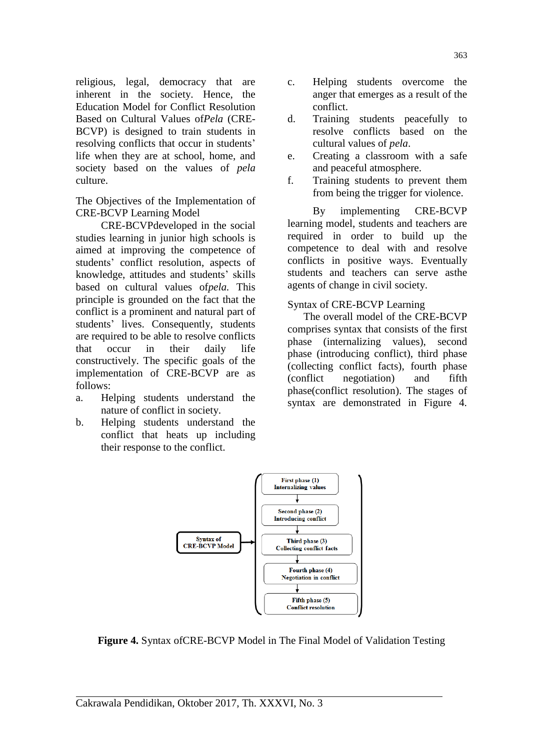religious, legal, democracy that are inherent in the society. Hence, the Education Model for Conflict Resolution Based on Cultural Values of*Pela* (CRE-BCVP) is designed to train students in resolving conflicts that occur in students' life when they are at school, home, and society based on the values of *pela* culture.

The Objectives of the Implementation of CRE-BCVP Learning Model

CRE-BCVPdeveloped in the social studies learning in junior high schools is aimed at improving the competence of students' conflict resolution, aspects of knowledge, attitudes and students' skills based on cultural values of*pela.* This principle is grounded on the fact that the conflict is a prominent and natural part of students' lives. Consequently, students are required to be able to resolve conflicts that occur in their daily life constructively. The specific goals of the implementation of CRE-BCVP are as follows:

a. Helping students understand the nature of conflict in society.
b. Helping students understand the conflict that heats up including their response to the conflict.
c. Helping students overcome the anger that emerges as a result of the conflict.
d. Training students peacefully to resolve conflicts based on the cultural values of *pela*.
e. Creating a classroom with a safe and peaceful atmosphere.
f. Training students to prevent them from being the trigger for violence.

By implementing CRE-BCVP learning model, students and teachers are required in order to build up the competence to deal with and resolve conflicts in positive ways. Eventually students and teachers can serve asthe agents of change in civil society.

Syntax of CRE-BCVP Learning

The overall model of the CRE-BCVP comprises syntax that consists of the first phase (internalizing values), second phase (introducing conflict), third phase (collecting conflict facts), fourth phase (conflict negotiation) and fifth phase(conflict resolution). The stages of syntax are demonstrated in Figure 4.

```
                          ┌ First phase (1)            ┐
                          │ Internalizing values       │
                          │          ↓                 │
                          │ Second phase (2)           │
                          │ Introducing conflict       │
                          │          ↓                 │
Syntax of          ──→    │ Third phase (3)            │
CRE-BCVP Model            │ Collecting conflict facts  │
                          │          ↓                 │
                          │ Fourth phase (4)           │
                          │ Negotiation in conflict    │
                          │          ↓                 │
                          │ Fifth phase (5)            │
                          └ Conflict resolution        ┘
```

**Figure 4.** Syntax ofCRE-BCVP Model in The Final Model of Validation Testing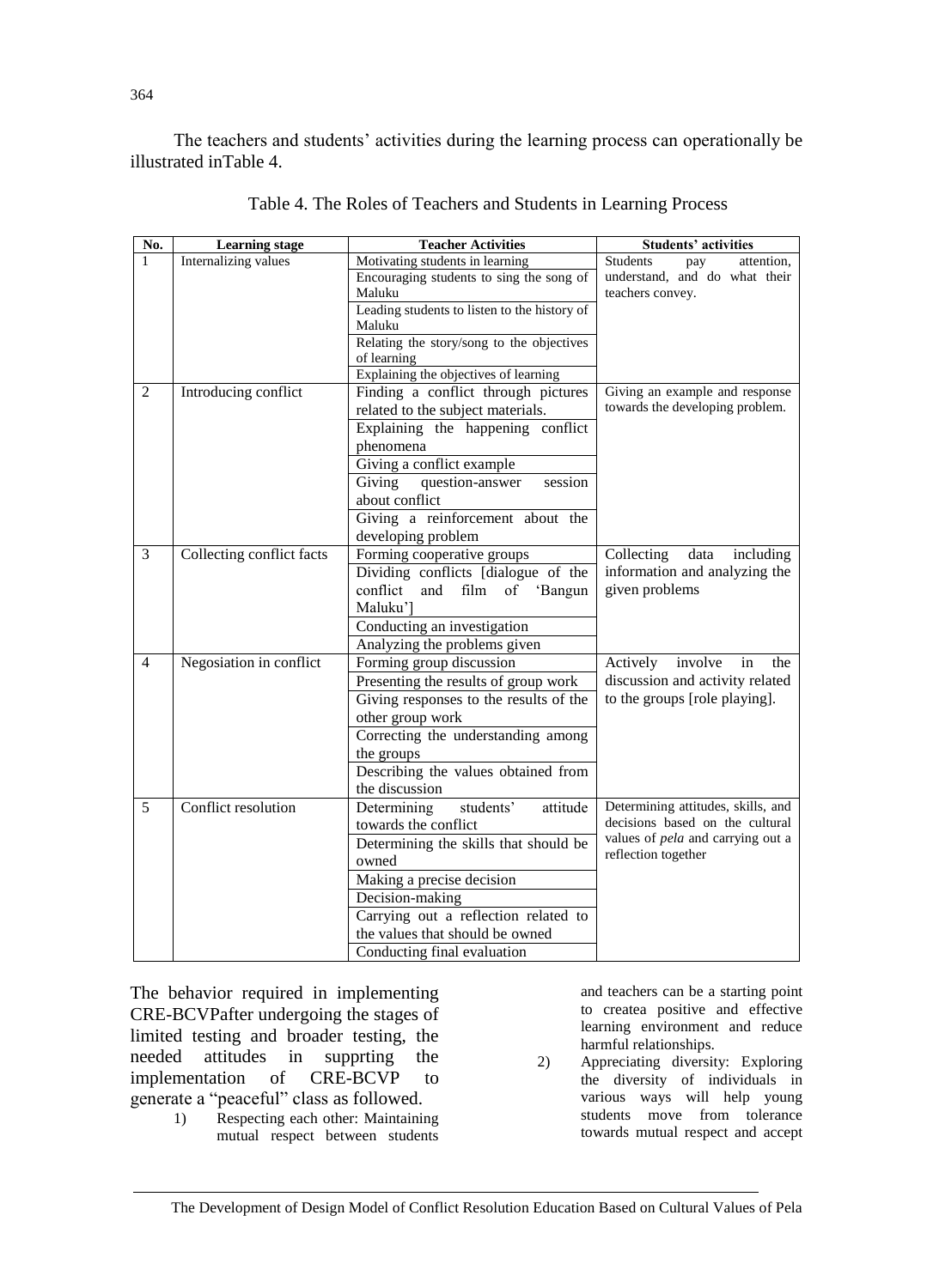The teachers and students' activities during the learning process can operationally be illustrated inTable 4.

Table 4. The Roles of Teachers and Students in Learning Process

| No. | Learning stage | Teacher Activities | Students' activities |
|---|---|---|---|
| 1 | Internalizing values | Motivating students in learning | Students pay attention, understand, and do what their teachers convey. |
| | | Encouraging students to sing the song of Maluku | |
| | | Leading students to listen to the history of Maluku | |
| | | Relating the story/song to the objectives of learning | |
| | | Explaining the objectives of learning | |
| 2 | Introducing conflict | Finding a conflict through pictures related to the subject materials. | Giving an example and response towards the developing problem. |
| | | Explaining the happening conflict phenomena | |
| | | Giving a conflict example | |
| | | Giving question-answer session about conflict | |
| | | Giving a reinforcement about the developing problem | |
| 3 | Collecting conflict facts | Forming cooperative groups | Collecting data including information and analyzing the given problems |
| | | Dividing conflicts [dialogue of the conflict and film of 'Bangun Maluku'] | |
| | | Conducting an investigation | |
| | | Analyzing the problems given | |
| 4 | Negosiation in conflict | Forming group discussion | Actively involve in the discussion and activity related to the groups [role playing]. |
| | | Presenting the results of group work | |
| | | Giving responses to the results of the other group work | |
| | | Correcting the understanding among the groups | |
| | | Describing the values obtained from the discussion | |
| 5 | Conflict resolution | Determining students' attitude towards the conflict | Determining attitudes, skills, and decisions based on the cultural values of *pela* and carrying out a reflection together |
| | | Determining the skills that should be owned | |
| | | Making a precise decision | |
| | | Decision-making | |
| | | Carrying out a reflection related to the values that should be owned | |
| | | Conducting final evaluation | |

The behavior required in implementing CRE-BCVPafter undergoing the stages of limited testing and broader testing, the needed attitudes in supprting the implementation of CRE-BCVP to generate a "peaceful" class as followed.

1) Respecting each other: Maintaining mutual respect between students and teachers can be a starting point to createa positive and effective learning environment and reduce harmful relationships.
2) Appreciating diversity: Exploring the diversity of individuals in various ways will help young students move from tolerance towards mutual respect and accept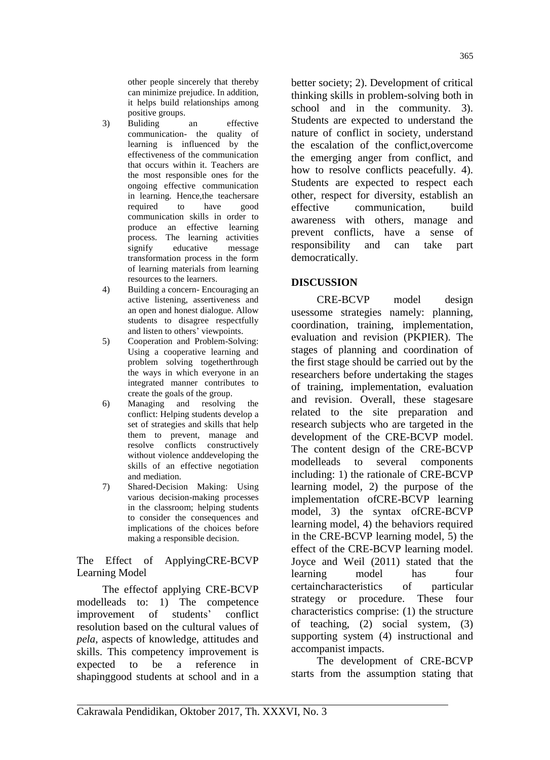other people sincerely that thereby can minimize prejudice. In addition, it helps build relationships among positive groups.

3) Buliding an effective communication- the quality of learning is influenced by the effectiveness of the communication that occurs within it. Teachers are the most responsible ones for the ongoing effective communication in learning. Hence,the teachersare required to have good communication skills in order to produce an effective learning process. The learning activities signify educative message transformation process in the form of learning materials from learning resources to the learners.
4) Building a concern- Encouraging an active listening, assertiveness and an open and honest dialogue. Allow students to disagree respectfully and listen to others' viewpoints.
5) Cooperation and Problem-Solving: Using a cooperative learning and problem solving togetherthrough the ways in which everyone in an integrated manner contributes to create the goals of the group.
6) Managing and resolving the conflict: Helping students develop a set of strategies and skills that help them to prevent, manage and resolve conflicts constructively without violence anddeveloping the skills of an effective negotiation and mediation.
7) Shared-Decision Making: Using various decision-making processes in the classroom; helping students to consider the consequences and implications of the choices before making a responsible decision.

The Effect of ApplyingCRE-BCVP Learning Model

The effectof applying CRE-BCVP modelleads to: 1) The competence improvement of students' conflict resolution based on the cultural values of *pela,* aspects of knowledge, attitudes and skills. This competency improvement is expected to be a reference in shapinggood students at school and in a better society; 2). Development of critical thinking skills in problem-solving both in school and in the community. 3). Students are expected to understand the nature of conflict in society, understand the escalation of the conflict,overcome the emerging anger from conflict, and how to resolve conflicts peacefully. 4). Students are expected to respect each other, respect for diversity, establish an effective communication, build awareness with others, manage and prevent conflicts, have a sense of responsibility and can take part democratically.

## DISCUSSION

CRE-BCVP model design usessome strategies namely: planning, coordination, training, implementation, evaluation and revision (PKPIER). The stages of planning and coordination of the first stage should be carried out by the researchers before undertaking the stages of training, implementation, evaluation and revision. Overall, these stagesare related to the site preparation and research subjects who are targeted in the development of the CRE-BCVP model. The content design of the CRE-BCVP modelleads to several components including: 1) the rationale of CRE-BCVP learning model, 2) the purpose of the implementation ofCRE-BCVP learning model, 3) the syntax ofCRE-BCVP learning model, 4) the behaviors required in the CRE-BCVP learning model, 5) the effect of the CRE-BCVP learning model. Joyce and Weil (2011) stated that the learning model has four certaincharacteristics of particular strategy or procedure. These four characteristics comprise: (1) the structure of teaching, (2) social system, (3) supporting system (4) instructional and accompanist impacts.

The development of CRE-BCVP starts from the assumption stating that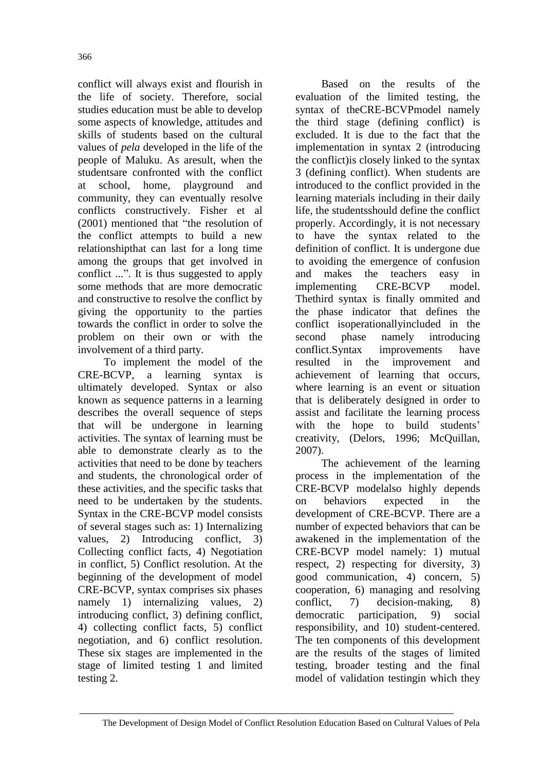conflict will always exist and flourish in the life of society. Therefore, social studies education must be able to develop some aspects of knowledge, attitudes and skills of students based on the cultural values of *pela* developed in the life of the people of Maluku. As aresult, when the studentsare confronted with the conflict at school, home, playground and community, they can eventually resolve conflicts constructively. Fisher et al (2001) mentioned that "the resolution of the conflict attempts to build a new relationshipthat can last for a long time among the groups that get involved in conflict ...". It is thus suggested to apply some methods that are more democratic and constructive to resolve the conflict by giving the opportunity to the parties towards the conflict in order to solve the problem on their own or with the involvement of a third party.

To implement the model of the CRE-BCVP, a learning syntax is ultimately developed. Syntax or also known as sequence patterns in a learning describes the overall sequence of steps that will be undergone in learning activities. The syntax of learning must be able to demonstrate clearly as to the activities that need to be done by teachers and students, the chronological order of these activities, and the specific tasks that need to be undertaken by the students. Syntax in the CRE-BCVP model consists of several stages such as: 1) Internalizing values, 2) Introducing conflict, 3) Collecting conflict facts, 4) Negotiation in conflict, 5) Conflict resolution. At the beginning of the development of model CRE-BCVP, syntax comprises six phases namely 1) internalizing values, 2) introducing conflict, 3) defining conflict, 4) collecting conflict facts, 5) conflict negotiation, and 6) conflict resolution. These six stages are implemented in the stage of limited testing 1 and limited testing 2.

Based on the results of the evaluation of the limited testing, the syntax of theCRE-BCVPmodel namely the third stage (defining conflict) is excluded. It is due to the fact that the implementation in syntax 2 (introducing the conflict)is closely linked to the syntax 3 (defining conflict). When students are introduced to the conflict provided in the learning materials including in their daily life, the studentsshould define the conflict properly. Accordingly, it is not necessary to have the syntax related to the definition of conflict. It is undergone due to avoiding the emergence of confusion and makes the teachers easy in implementing CRE-BCVP model. Thethird syntax is finally ommited and the phase indicator that defines the conflict isoperationallyincluded in the second phase namely introducing conflict.Syntax improvements have resulted in the improvement and achievement of learning that occurs, where learning is an event or situation that is deliberately designed in order to assist and facilitate the learning process with the hope to build students' creativity, (Delors, 1996; McQuillan, 2007).

The achievement of the learning process in the implementation of the CRE-BCVP modelalso highly depends on behaviors expected in the development of CRE-BCVP. There are a number of expected behaviors that can be awakened in the implementation of the CRE-BCVP model namely: 1) mutual respect, 2) respecting for diversity, 3) good communication, 4) concern, 5) cooperation, 6) managing and resolving conflict, 7) decision-making, 8) democratic participation, 9) social responsibility, and 10) student-centered. The ten components of this development are the results of the stages of limited testing, broader testing and the final model of validation testingin which they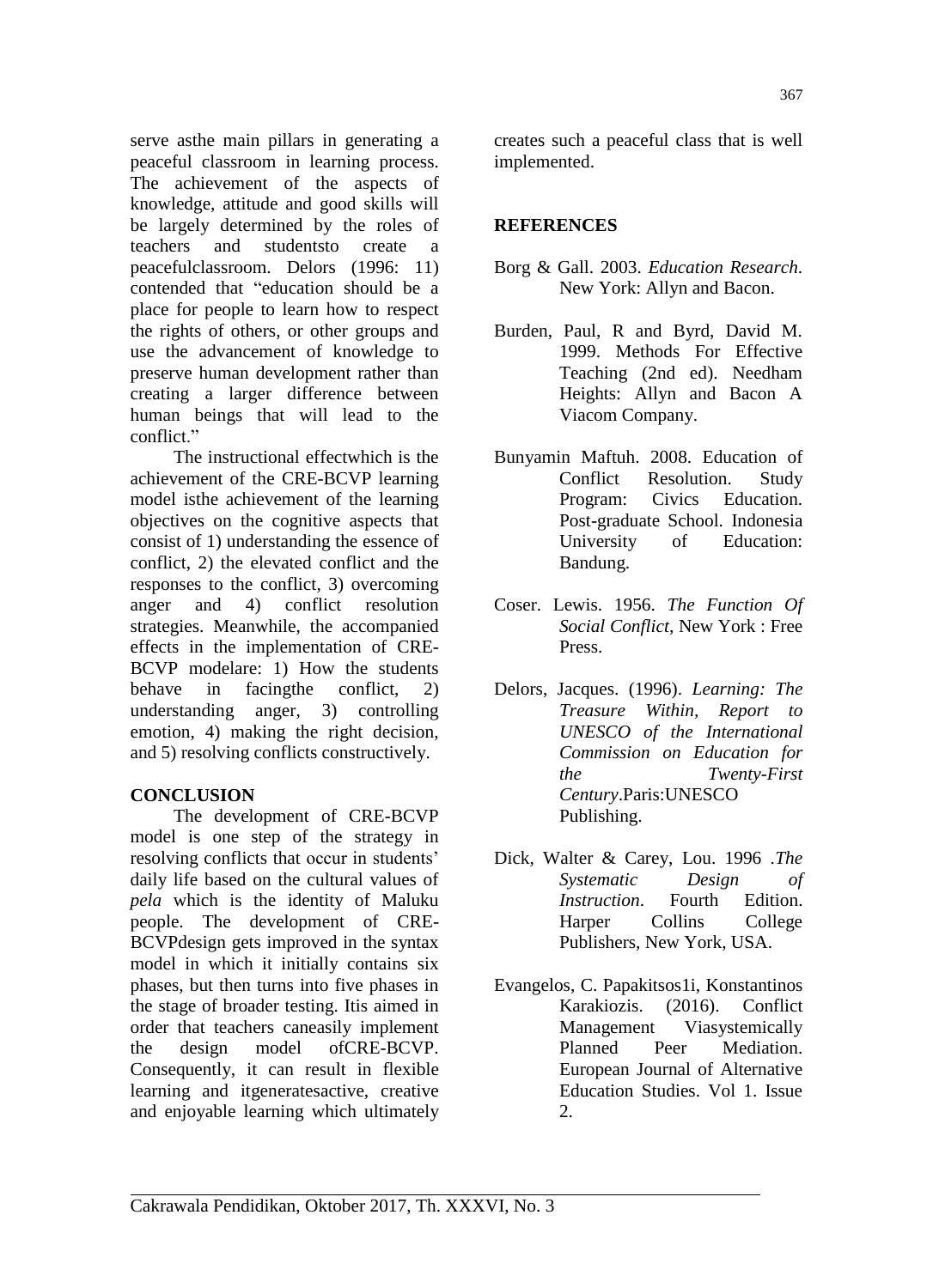serve asthe main pillars in generating a peaceful classroom in learning process. The achievement of the aspects of knowledge, attitude and good skills will be largely determined by the roles of teachers and studentsto create a peacefulclassroom. Delors (1996: 11) contended that "education should be a place for people to learn how to respect the rights of others, or other groups and use the advancement of knowledge to preserve human development rather than creating a larger difference between human beings that will lead to the conflict."

The instructional effectwhich is the achievement of the CRE-BCVP learning model isthe achievement of the learning objectives on the cognitive aspects that consist of 1) understanding the essence of conflict, 2) the elevated conflict and the responses to the conflict, 3) overcoming anger and 4) conflict resolution strategies. Meanwhile, the accompanied effects in the implementation of CRE-BCVP modelare: 1) How the students behave in facingthe conflict, 2) understanding anger, 3) controlling emotion, 4) making the right decision, and 5) resolving conflicts constructively.

## CONCLUSION

The development of CRE-BCVP model is one step of the strategy in resolving conflicts that occur in students' daily life based on the cultural values of *pela* which is the identity of Maluku people. The development of CRE-BCVPdesign gets improved in the syntax model in which it initially contains six phases, but then turns into five phases in the stage of broader testing. Itis aimed in order that teachers caneasily implement the design model ofCRE-BCVP. Consequently, it can result in flexible learning and itgeneratesactive, creative and enjoyable learning which ultimately creates such a peaceful class that is well implemented.

## REFERENCES

Borg & Gall. 2003. *Education Research*. New York: Allyn and Bacon.

Burden, Paul, R and Byrd, David M. 1999. Methods For Effective Teaching (2nd ed). Needham Heights: Allyn and Bacon A Viacom Company.

Bunyamin Maftuh. 2008. Education of Conflict Resolution. Study Program: Civics Education. Post-graduate School. Indonesia University of Education: Bandung.

Coser. Lewis. 1956. *The Function Of Social Conflict*, New York : Free Press.

Delors, Jacques. (1996). *Learning: The Treasure Within, Report to UNESCO of the International Commission on Education for the Twenty-First Century*.Paris:UNESCO Publishing.

Dick, Walter & Carey, Lou. 1996 .*The Systematic Design of Instruction*. Fourth Edition. Harper Collins College Publishers, New York, USA.

Evangelos, C. Papakitsos1i, Konstantinos Karakiozis. (2016). Conflict Management Viasystemically Planned Peer Mediation. European Journal of Alternative Education Studies. Vol 1. Issue 2.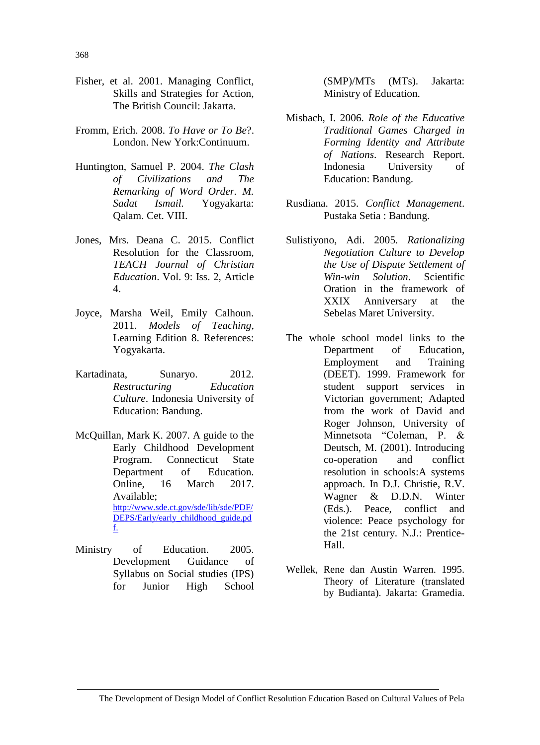Fisher, et al. 2001. Managing Conflict, Skills and Strategies for Action, The British Council: Jakarta.

Fromm, Erich. 2008. *To Have or To Be*?. London. New York:Continuum.

Huntington, Samuel P. 2004. *The Clash of Civilizations and The Remarking of Word Order. M. Sadat Ismail.* Yogyakarta: Qalam. Cet. VIII.

Jones, Mrs. Deana C. 2015. Conflict Resolution for the Classroom, *TEACH Journal of Christian Education*. Vol. 9: Iss. 2, Article 4.

Joyce, Marsha Weil, Emily Calhoun. 2011. *Models of Teaching*, Learning Edition 8. References: Yogyakarta.

Kartadinata, Sunaryo. 2012. *Restructuring Education Culture*. Indonesia University of Education: Bandung.

McQuillan, Mark K. 2007. A guide to the Early Childhood Development Program. Connecticut State Department of Education. Online, 16 March 2017. Available; http://www.sde.ct.gov/sde/lib/sde/PDF/DEPS/Early/early_childhood_guide.pdf.

Ministry of Education. 2005. Development Guidance of Syllabus on Social studies (IPS) for Junior High School (SMP)/MTs (MTs). Jakarta: Ministry of Education.

Misbach, I. 2006. *Role of the Educative Traditional Games Charged in Forming Identity and Attribute of Nations*. Research Report. Indonesia University of Education: Bandung.

Rusdiana. 2015. *Conflict Management*. Pustaka Setia : Bandung.

Sulistiyono, Adi. 2005. *Rationalizing Negotiation Culture to Develop the Use of Dispute Settlement of Win-win Solution*. Scientific Oration in the framework of XXIX Anniversary at the Sebelas Maret University.

The whole school model links to the Department of Education, Employment and Training (DEET). 1999. Framework for student support services in Victorian government; Adapted from the work of David and Roger Johnson, University of Minnetsota "Coleman, P. & Deutsch, M. (2001). Introducing co-operation and conflict resolution in schools:A systems approach. In D.J. Christie, R.V. Wagner & D.D.N. Winter (Eds.). Peace, conflict and violence: Peace psychology for the 21st century. N.J.: Prentice-Hall.

Wellek, Rene dan Austin Warren. 1995. Theory of Literature (translated by Budianta). Jakarta: Gramedia.